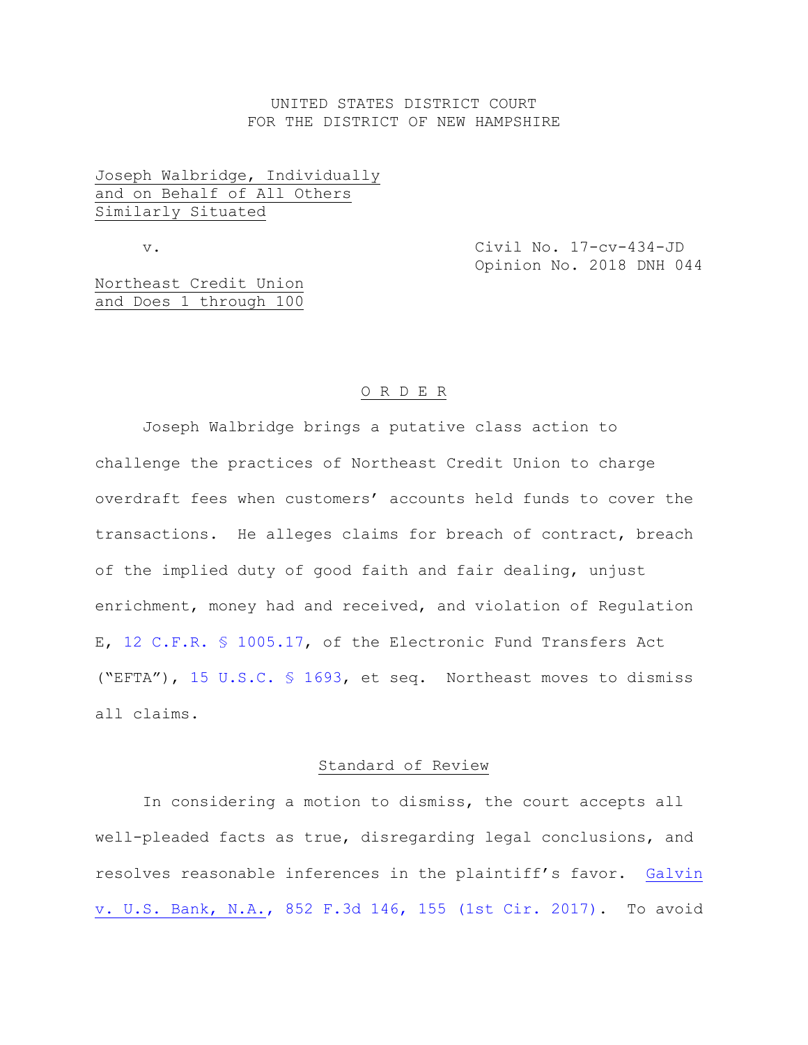UNITED STATES DISTRICT COURT
FOR THE DISTRICT OF NEW HAMPSHIRE

Joseph Walbridge, Individually and on Behalf of All Others Similarly Situated

v.

Civil No. 17-cv-434-JD
Opinion No. 2018 DNH 044

Northeast Credit Union and Does 1 through 100

## O R D E R

Joseph Walbridge brings a putative class action to challenge the practices of Northeast Credit Union to charge overdraft fees when customers' accounts held funds to cover the transactions. He alleges claims for breach of contract, breach of the implied duty of good faith and fair dealing, unjust enrichment, money had and received, and violation of Regulation E, 12 C.F.R. § 1005.17, of the Electronic Fund Transfers Act ("EFTA"), 15 U.S.C. § 1693, et seq. Northeast moves to dismiss all claims.

### Standard of Review

In considering a motion to dismiss, the court accepts all well-pleaded facts as true, disregarding legal conclusions, and resolves reasonable inferences in the plaintiff's favor. Galvin v. U.S. Bank, N.A., 852 F.3d 146, 155 (1st Cir. 2017). To avoid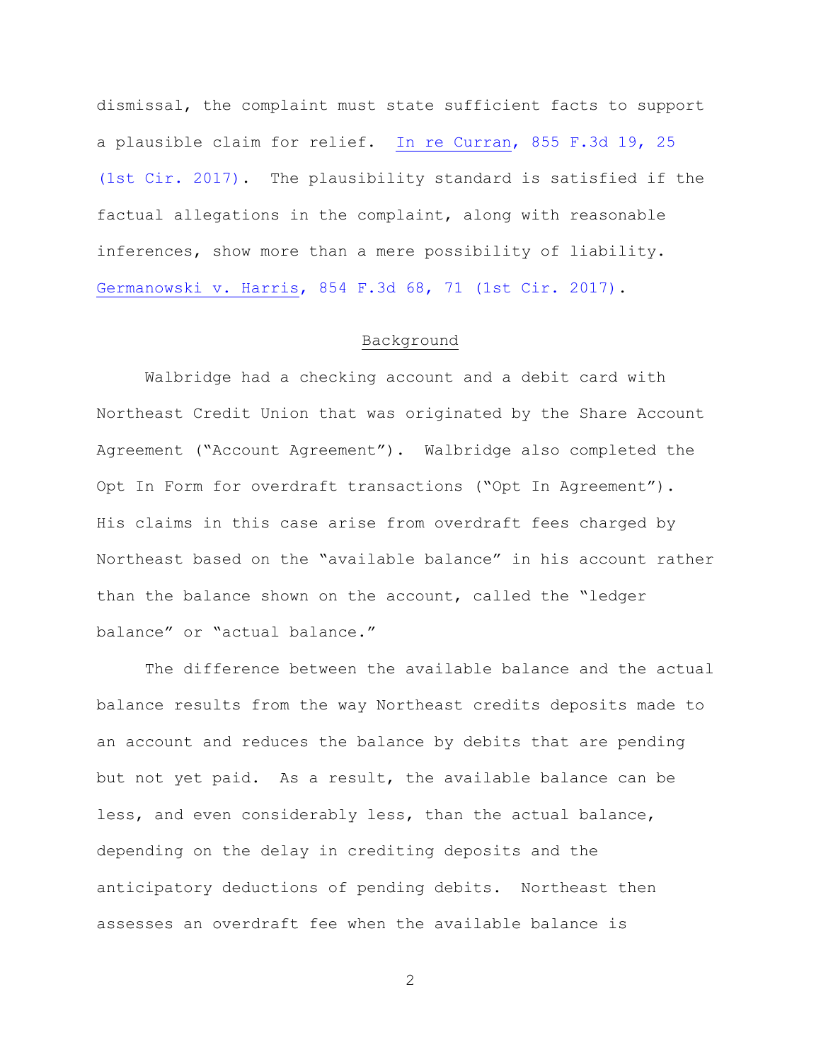dismissal, the complaint must state sufficient facts to support a plausible claim for relief. In re Curran, 855 F.3d 19, 25 (1st Cir. 2017). The plausibility standard is satisfied if the factual allegations in the complaint, along with reasonable inferences, show more than a mere possibility of liability. Germanowski v. Harris, 854 F.3d 68, 71 (1st Cir. 2017).

## Background

Walbridge had a checking account and a debit card with Northeast Credit Union that was originated by the Share Account Agreement ("Account Agreement"). Walbridge also completed the Opt In Form for overdraft transactions ("Opt In Agreement"). His claims in this case arise from overdraft fees charged by Northeast based on the "available balance" in his account rather than the balance shown on the account, called the "ledger balance" or "actual balance."

The difference between the available balance and the actual balance results from the way Northeast credits deposits made to an account and reduces the balance by debits that are pending but not yet paid. As a result, the available balance can be less, and even considerably less, than the actual balance, depending on the delay in crediting deposits and the anticipatory deductions of pending debits. Northeast then assesses an overdraft fee when the available balance is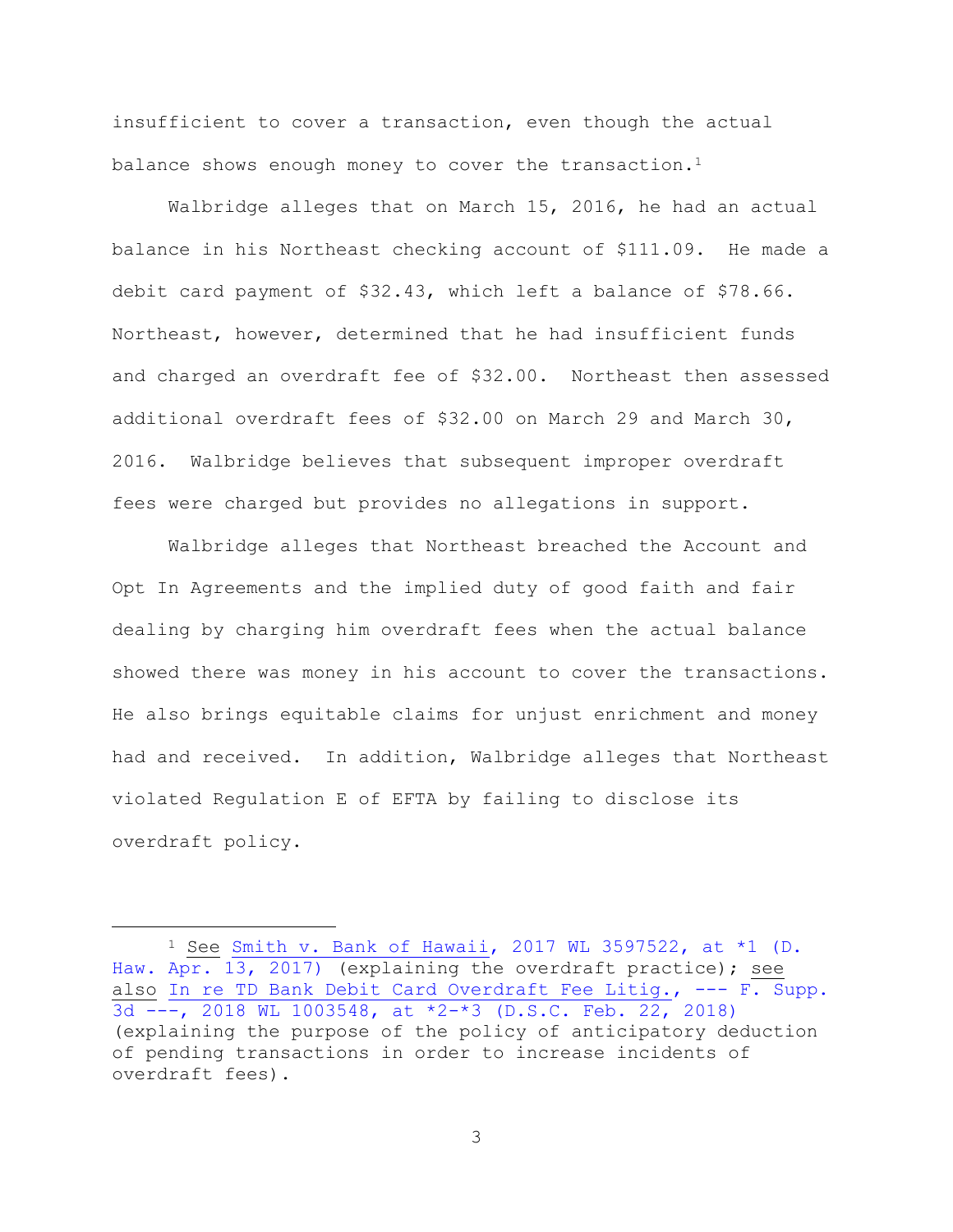insufficient to cover a transaction, even though the actual balance shows enough money to cover the transaction.[1]

Walbridge alleges that on March 15, 2016, he had an actual balance in his Northeast checking account of $111.09. He made a debit card payment of $32.43, which left a balance of $78.66. Northeast, however, determined that he had insufficient funds and charged an overdraft fee of $32.00. Northeast then assessed additional overdraft fees of $32.00 on March 29 and March 30, 2016. Walbridge believes that subsequent improper overdraft fees were charged but provides no allegations in support.

Walbridge alleges that Northeast breached the Account and Opt In Agreements and the implied duty of good faith and fair dealing by charging him overdraft fees when the actual balance showed there was money in his account to cover the transactions. He also brings equitable claims for unjust enrichment and money had and received. In addition, Walbridge alleges that Northeast violated Regulation E of EFTA by failing to disclose its overdraft policy.

---

[1] See Smith v. Bank of Hawaii, 2017 WL 3597522, at *1 (D. Haw. Apr. 13, 2017) (explaining the overdraft practice); see also In re TD Bank Debit Card Overdraft Fee Litig., --- F. Supp. 3d ---, 2018 WL 1003548, at *2-*3 (D.S.C. Feb. 22, 2018) (explaining the purpose of the policy of anticipatory deduction of pending transactions in order to increase incidents of overdraft fees).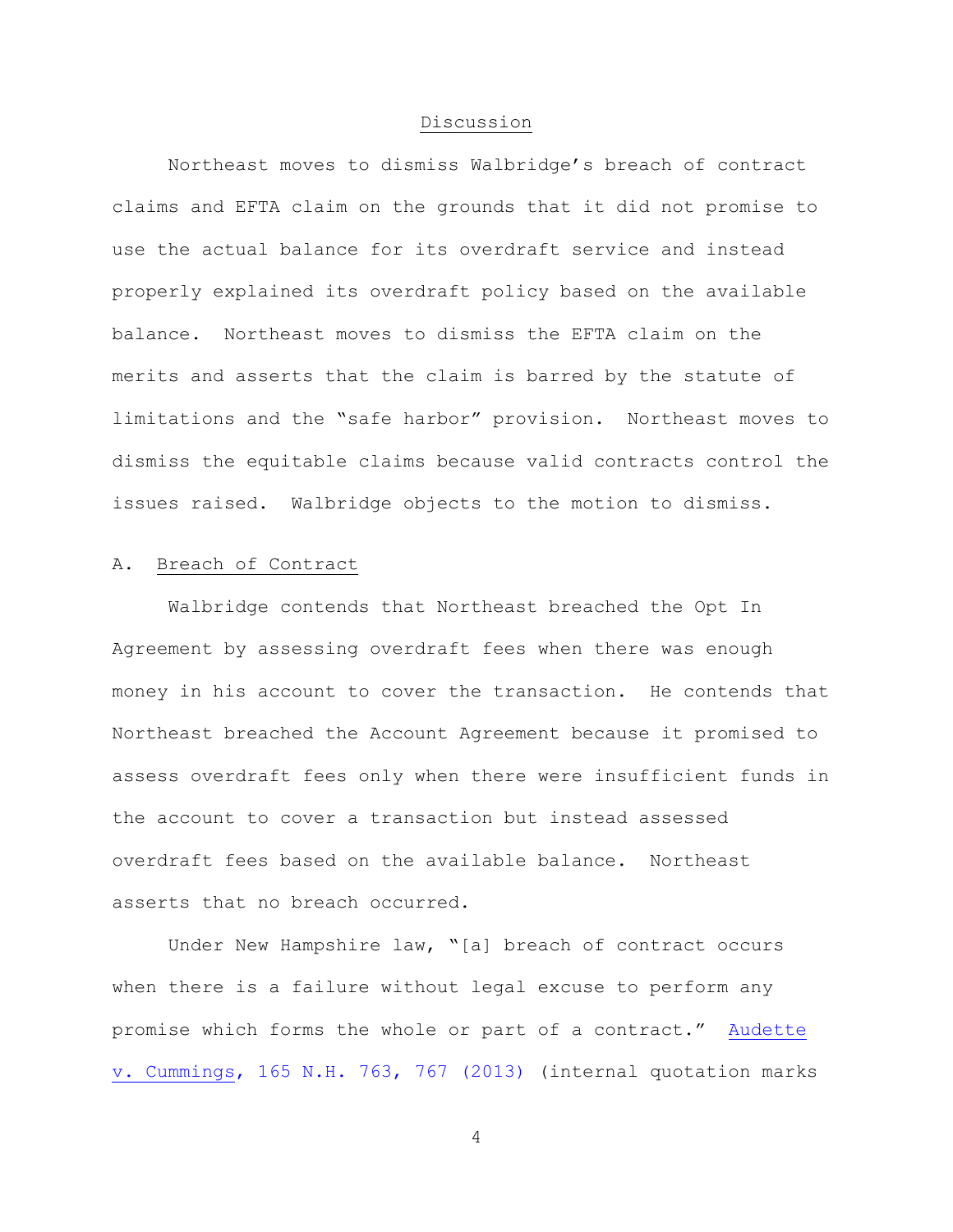## Discussion

Northeast moves to dismiss Walbridge's breach of contract claims and EFTA claim on the grounds that it did not promise to use the actual balance for its overdraft service and instead properly explained its overdraft policy based on the available balance. Northeast moves to dismiss the EFTA claim on the merits and asserts that the claim is barred by the statute of limitations and the "safe harbor" provision. Northeast moves to dismiss the equitable claims because valid contracts control the issues raised. Walbridge objects to the motion to dismiss.

### A. Breach of Contract

Walbridge contends that Northeast breached the Opt In Agreement by assessing overdraft fees when there was enough money in his account to cover the transaction. He contends that Northeast breached the Account Agreement because it promised to assess overdraft fees only when there were insufficient funds in the account to cover a transaction but instead assessed overdraft fees based on the available balance. Northeast asserts that no breach occurred.

Under New Hampshire law, "[a] breach of contract occurs when there is a failure without legal excuse to perform any promise which forms the whole or part of a contract." Audette v. Cummings, 165 N.H. 763, 767 (2013) (internal quotation marks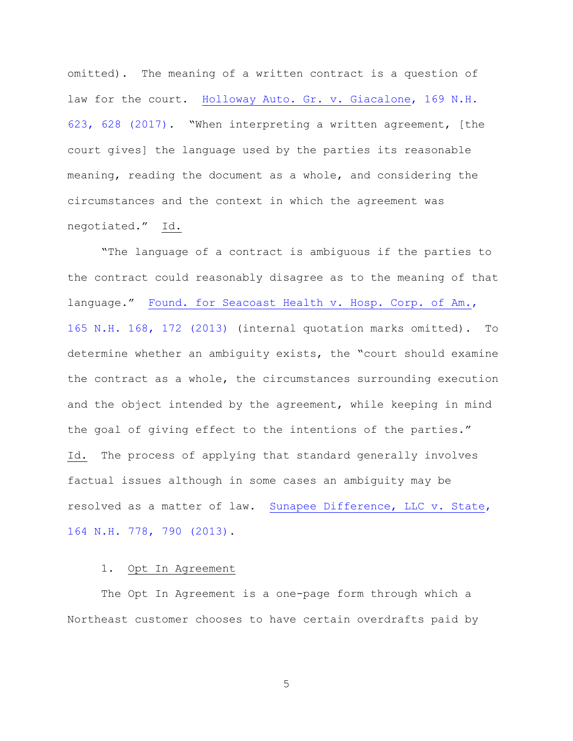omitted). The meaning of a written contract is a question of law for the court. Holloway Auto. Gr. v. Giacalone, 169 N.H. 623, 628 (2017). "When interpreting a written agreement, [the court gives] the language used by the parties its reasonable meaning, reading the document as a whole, and considering the circumstances and the context in which the agreement was negotiated." Id.

"The language of a contract is ambiguous if the parties to the contract could reasonably disagree as to the meaning of that language." Found. for Seacoast Health v. Hosp. Corp. of Am., 165 N.H. 168, 172 (2013) (internal quotation marks omitted). To determine whether an ambiguity exists, the "court should examine the contract as a whole, the circumstances surrounding execution and the object intended by the agreement, while keeping in mind the goal of giving effect to the intentions of the parties." Id. The process of applying that standard generally involves factual issues although in some cases an ambiguity may be resolved as a matter of law. Sunapee Difference, LLC v. State, 164 N.H. 778, 790 (2013).

1. Opt In Agreement

The Opt In Agreement is a one-page form through which a Northeast customer chooses to have certain overdrafts paid by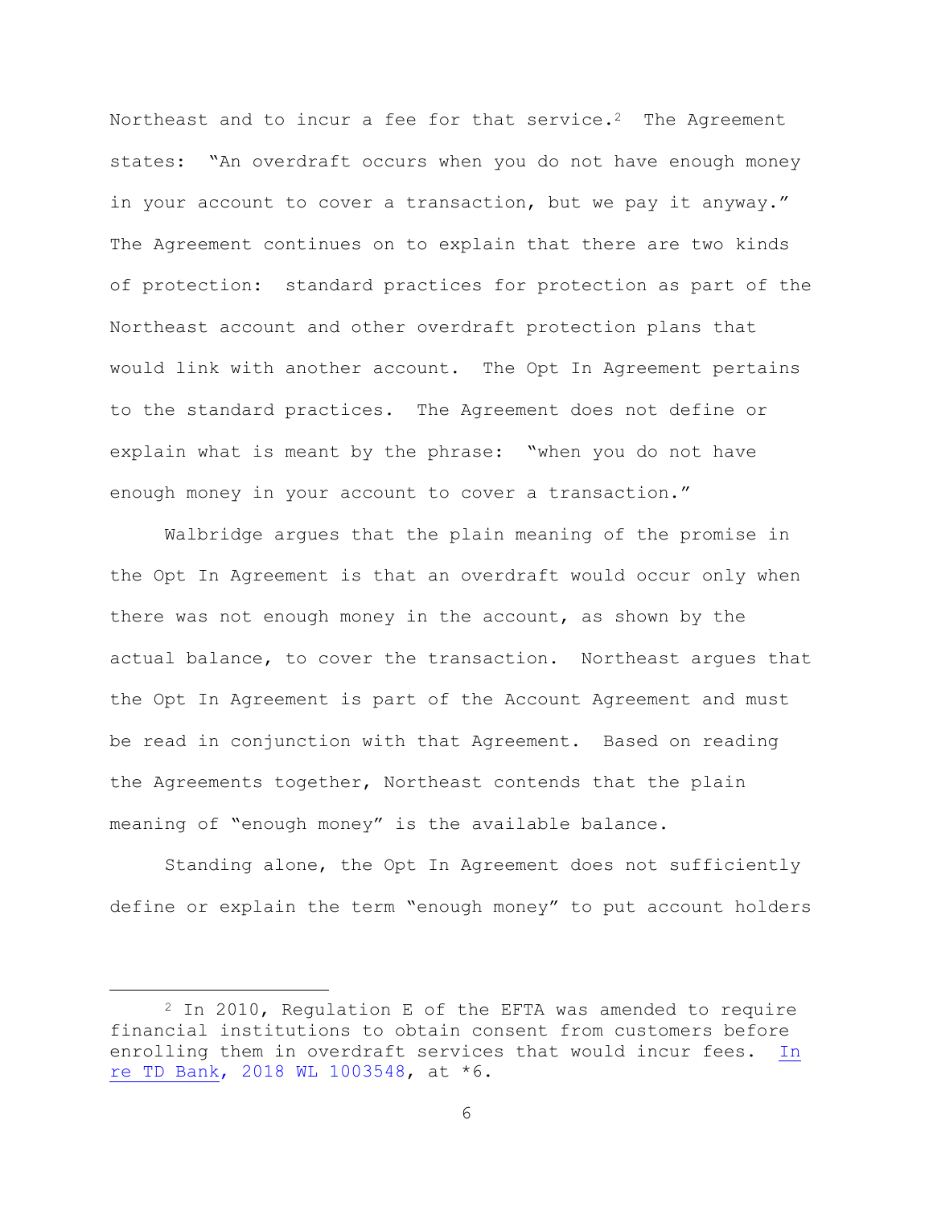Northeast and to incur a fee for that service.[2] The Agreement states: "An overdraft occurs when you do not have enough money in your account to cover a transaction, but we pay it anyway." The Agreement continues on to explain that there are two kinds of protection: standard practices for protection as part of the Northeast account and other overdraft protection plans that would link with another account. The Opt In Agreement pertains to the standard practices. The Agreement does not define or explain what is meant by the phrase: "when you do not have enough money in your account to cover a transaction."

Walbridge argues that the plain meaning of the promise in the Opt In Agreement is that an overdraft would occur only when there was not enough money in the account, as shown by the actual balance, to cover the transaction. Northeast argues that the Opt In Agreement is part of the Account Agreement and must be read in conjunction with that Agreement. Based on reading the Agreements together, Northeast contends that the plain meaning of "enough money" is the available balance.

Standing alone, the Opt In Agreement does not sufficiently define or explain the term "enough money" to put account holders

---

[2] In 2010, Regulation E of the EFTA was amended to require financial institutions to obtain consent from customers before enrolling them in overdraft services that would incur fees. In re TD Bank, 2018 WL 1003548, at *6.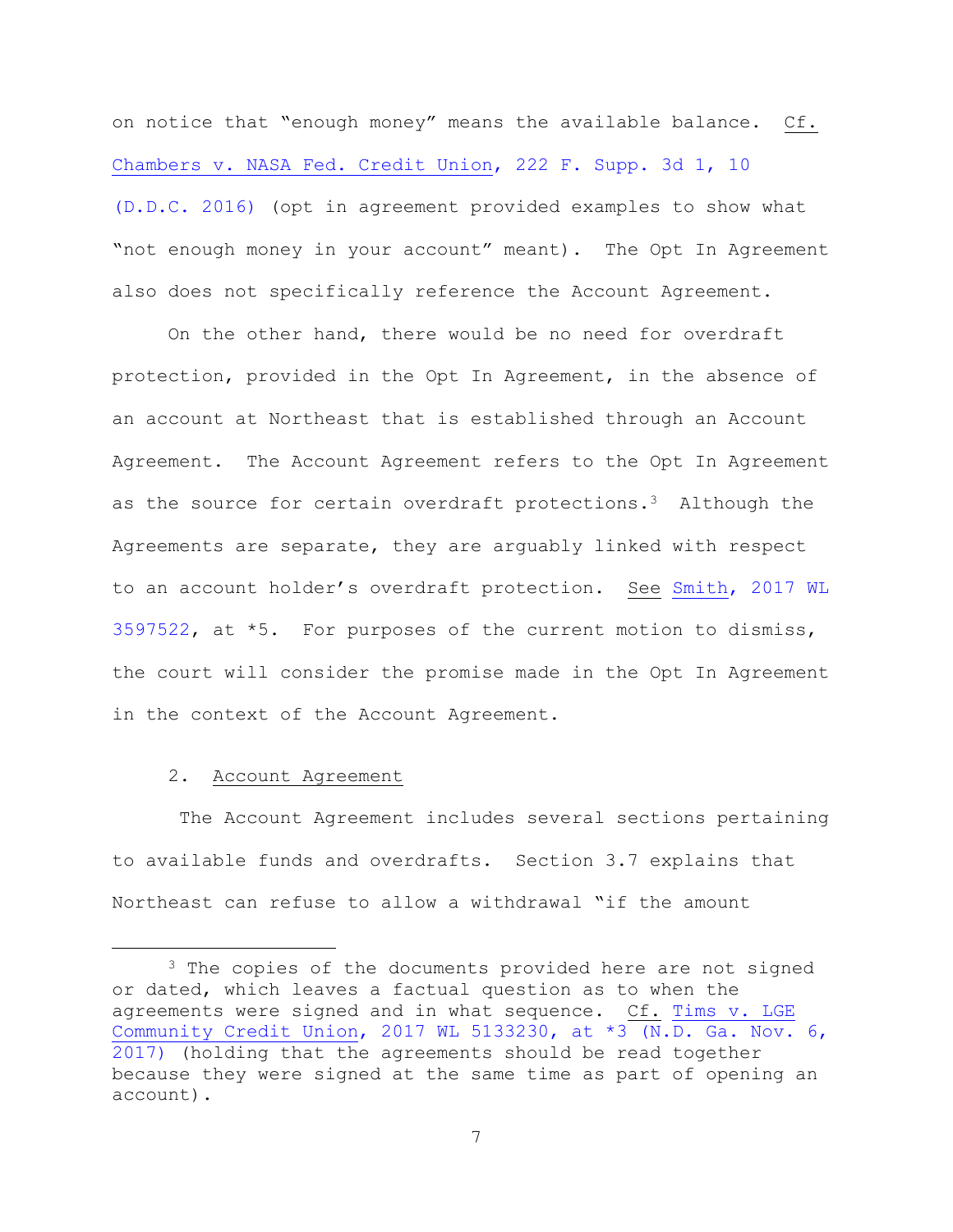on notice that "enough money" means the available balance. Cf. Chambers v. NASA Fed. Credit Union, 222 F. Supp. 3d 1, 10 (D.D.C. 2016) (opt in agreement provided examples to show what "not enough money in your account" meant). The Opt In Agreement also does not specifically reference the Account Agreement.

On the other hand, there would be no need for overdraft protection, provided in the Opt In Agreement, in the absence of an account at Northeast that is established through an Account Agreement. The Account Agreement refers to the Opt In Agreement as the source for certain overdraft protections.[3] Although the Agreements are separate, they are arguably linked with respect to an account holder's overdraft protection. See Smith, 2017 WL 3597522, at \*5. For purposes of the current motion to dismiss, the court will consider the promise made in the Opt In Agreement in the context of the Account Agreement.

2. Account Agreement

The Account Agreement includes several sections pertaining to available funds and overdrafts. Section 3.7 explains that Northeast can refuse to allow a withdrawal "if the amount

---

[3] The copies of the documents provided here are not signed or dated, which leaves a factual question as to when the agreements were signed and in what sequence. Cf. Tims v. LGE Community Credit Union, 2017 WL 5133230, at \*3 (N.D. Ga. Nov. 6, 2017) (holding that the agreements should be read together because they were signed at the same time as part of opening an account).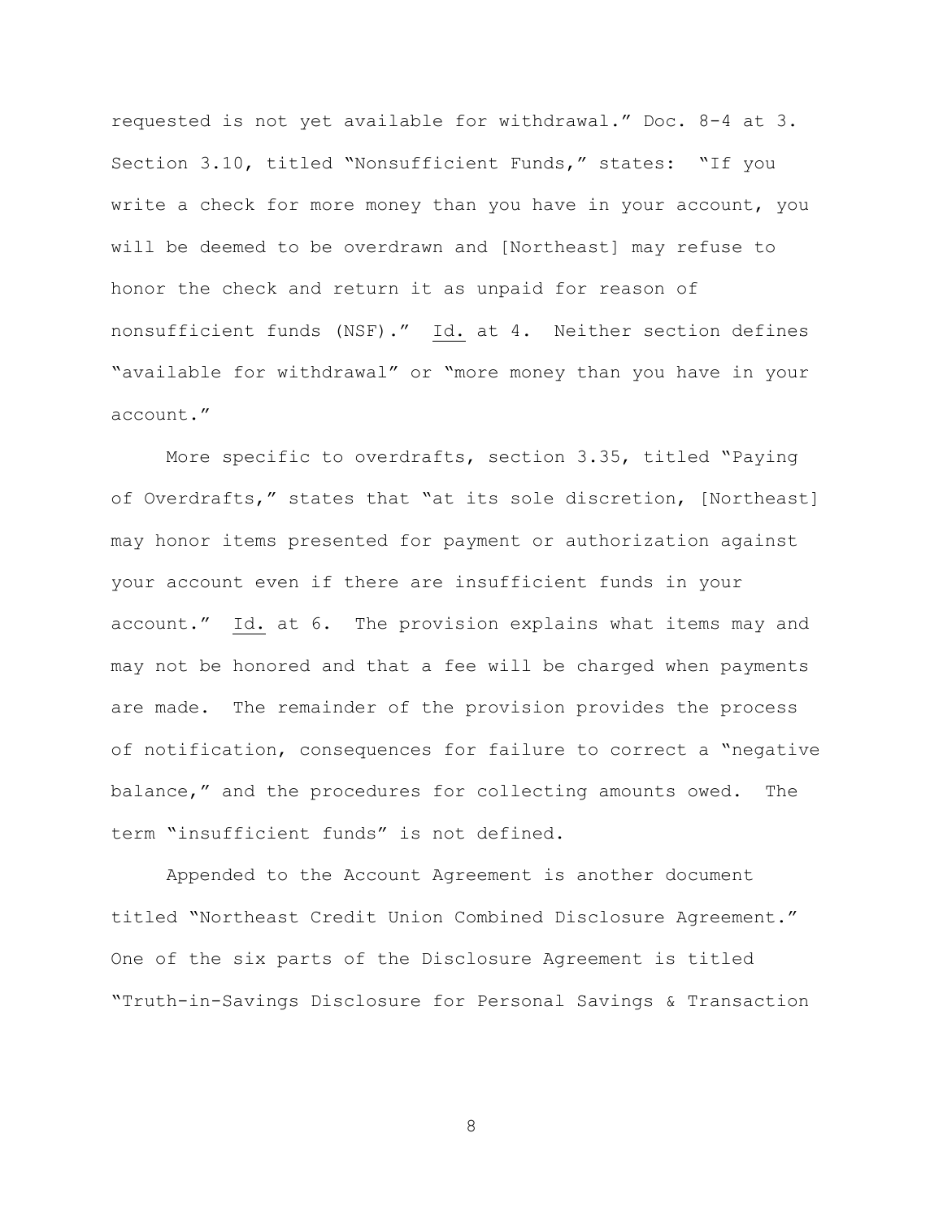requested is not yet available for withdrawal." Doc. 8-4 at 3. Section 3.10, titled "Nonsufficient Funds," states: "If you write a check for more money than you have in your account, you will be deemed to be overdrawn and [Northeast] may refuse to honor the check and return it as unpaid for reason of nonsufficient funds (NSF)." Id. at 4. Neither section defines "available for withdrawal" or "more money than you have in your account."

More specific to overdrafts, section 3.35, titled "Paying of Overdrafts," states that "at its sole discretion, [Northeast] may honor items presented for payment or authorization against your account even if there are insufficient funds in your account." Id. at 6. The provision explains what items may and may not be honored and that a fee will be charged when payments are made. The remainder of the provision provides the process of notification, consequences for failure to correct a "negative balance," and the procedures for collecting amounts owed. The term "insufficient funds" is not defined.

Appended to the Account Agreement is another document titled "Northeast Credit Union Combined Disclosure Agreement." One of the six parts of the Disclosure Agreement is titled "Truth-in-Savings Disclosure for Personal Savings & Transaction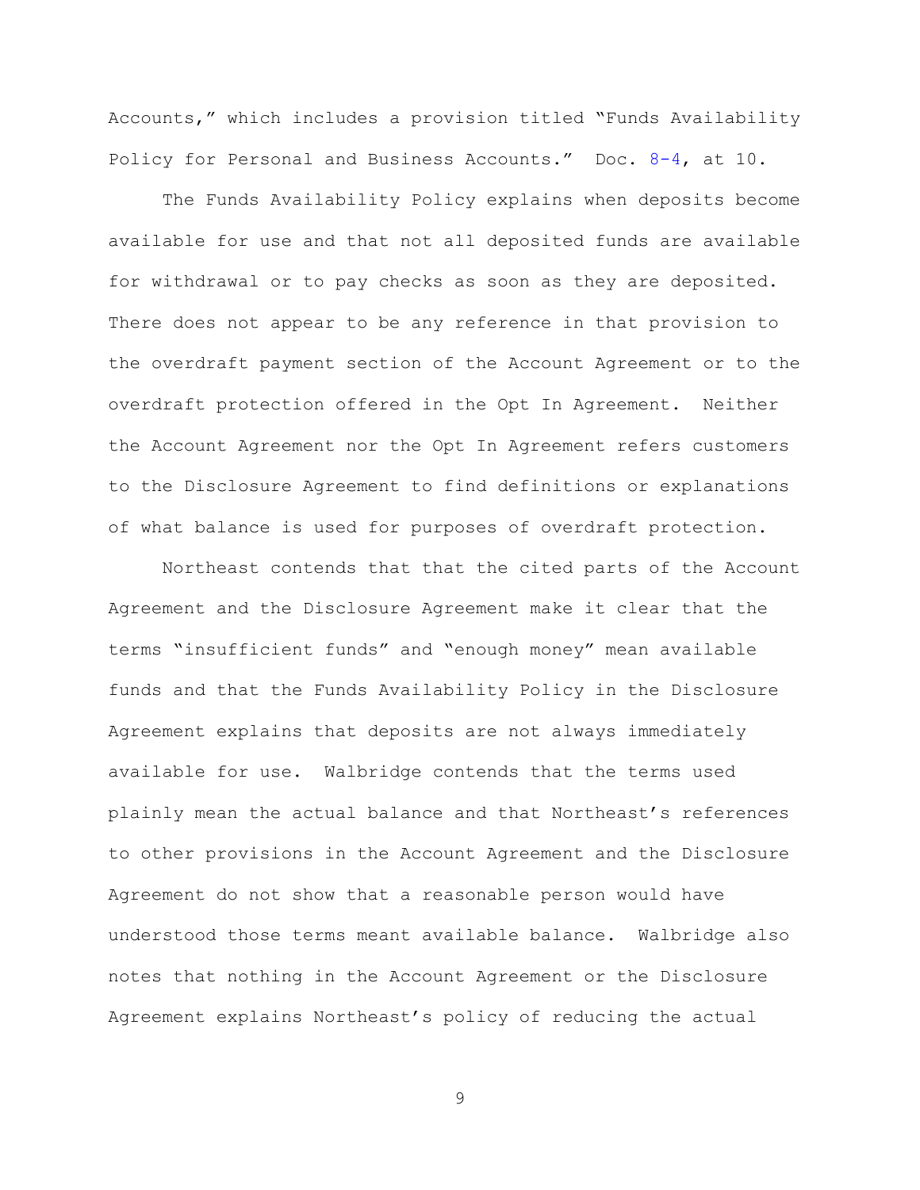Accounts," which includes a provision titled "Funds Availability Policy for Personal and Business Accounts." Doc. 8-4, at 10.

The Funds Availability Policy explains when deposits become available for use and that not all deposited funds are available for withdrawal or to pay checks as soon as they are deposited. There does not appear to be any reference in that provision to the overdraft payment section of the Account Agreement or to the overdraft protection offered in the Opt In Agreement. Neither the Account Agreement nor the Opt In Agreement refers customers to the Disclosure Agreement to find definitions or explanations of what balance is used for purposes of overdraft protection.

Northeast contends that that the cited parts of the Account Agreement and the Disclosure Agreement make it clear that the terms "insufficient funds" and "enough money" mean available funds and that the Funds Availability Policy in the Disclosure Agreement explains that deposits are not always immediately available for use. Walbridge contends that the terms used plainly mean the actual balance and that Northeast's references to other provisions in the Account Agreement and the Disclosure Agreement do not show that a reasonable person would have understood those terms meant available balance. Walbridge also notes that nothing in the Account Agreement or the Disclosure Agreement explains Northeast's policy of reducing the actual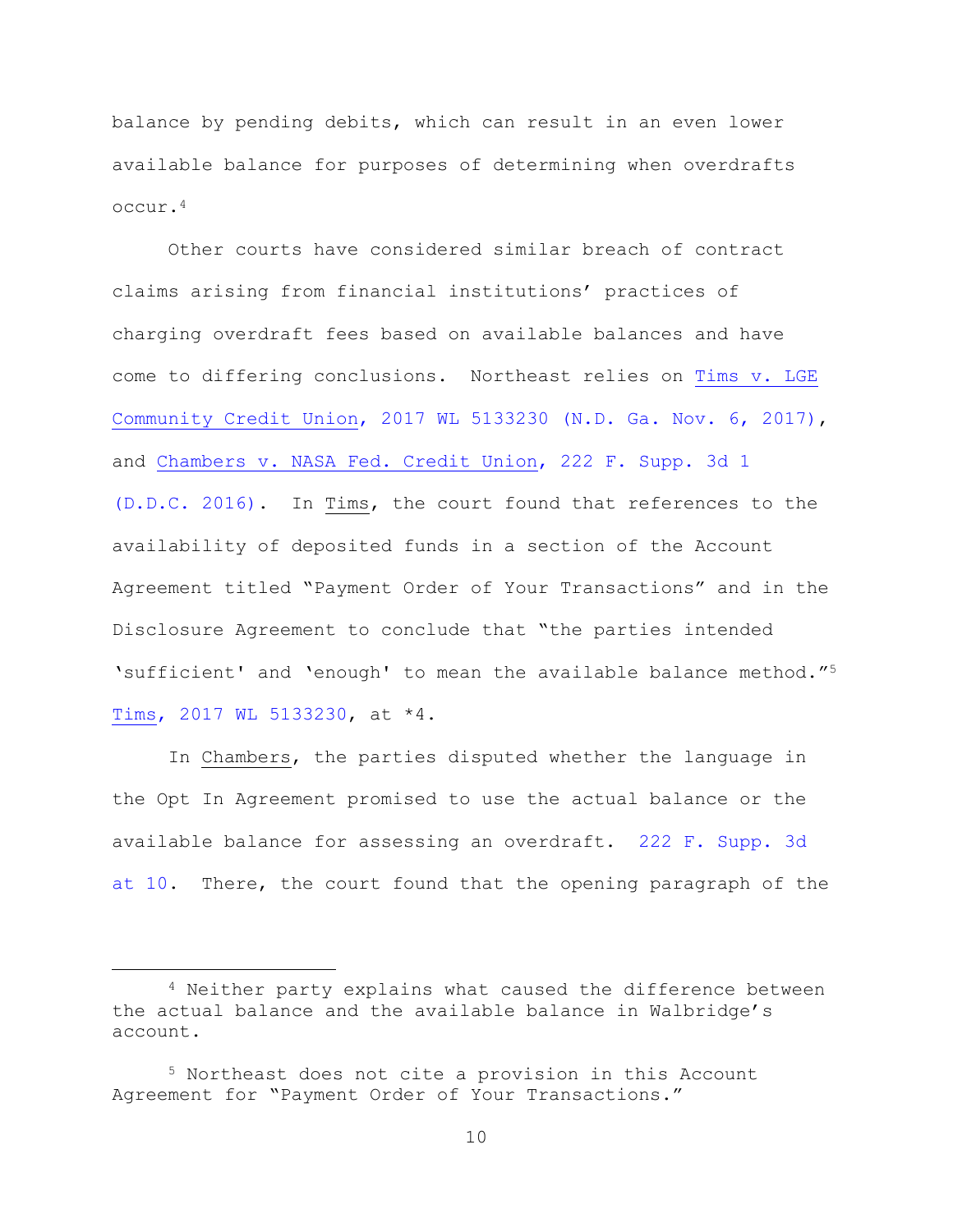balance by pending debits, which can result in an even lower available balance for purposes of determining when overdrafts occur.[4]

Other courts have considered similar breach of contract claims arising from financial institutions' practices of charging overdraft fees based on available balances and have come to differing conclusions. Northeast relies on Tims v. LGE Community Credit Union, 2017 WL 5133230 (N.D. Ga. Nov. 6, 2017), and Chambers v. NASA Fed. Credit Union, 222 F. Supp. 3d 1 (D.D.C. 2016). In Tims, the court found that references to the availability of deposited funds in a section of the Account Agreement titled "Payment Order of Your Transactions" and in the Disclosure Agreement to conclude that "the parties intended 'sufficient' and 'enough' to mean the available balance method."[5] Tims, 2017 WL 5133230, at \*4.

In Chambers, the parties disputed whether the language in the Opt In Agreement promised to use the actual balance or the available balance for assessing an overdraft. 222 F. Supp. 3d at 10. There, the court found that the opening paragraph of the

---

[4] Neither party explains what caused the difference between the actual balance and the available balance in Walbridge's account.

[5] Northeast does not cite a provision in this Account Agreement for "Payment Order of Your Transactions."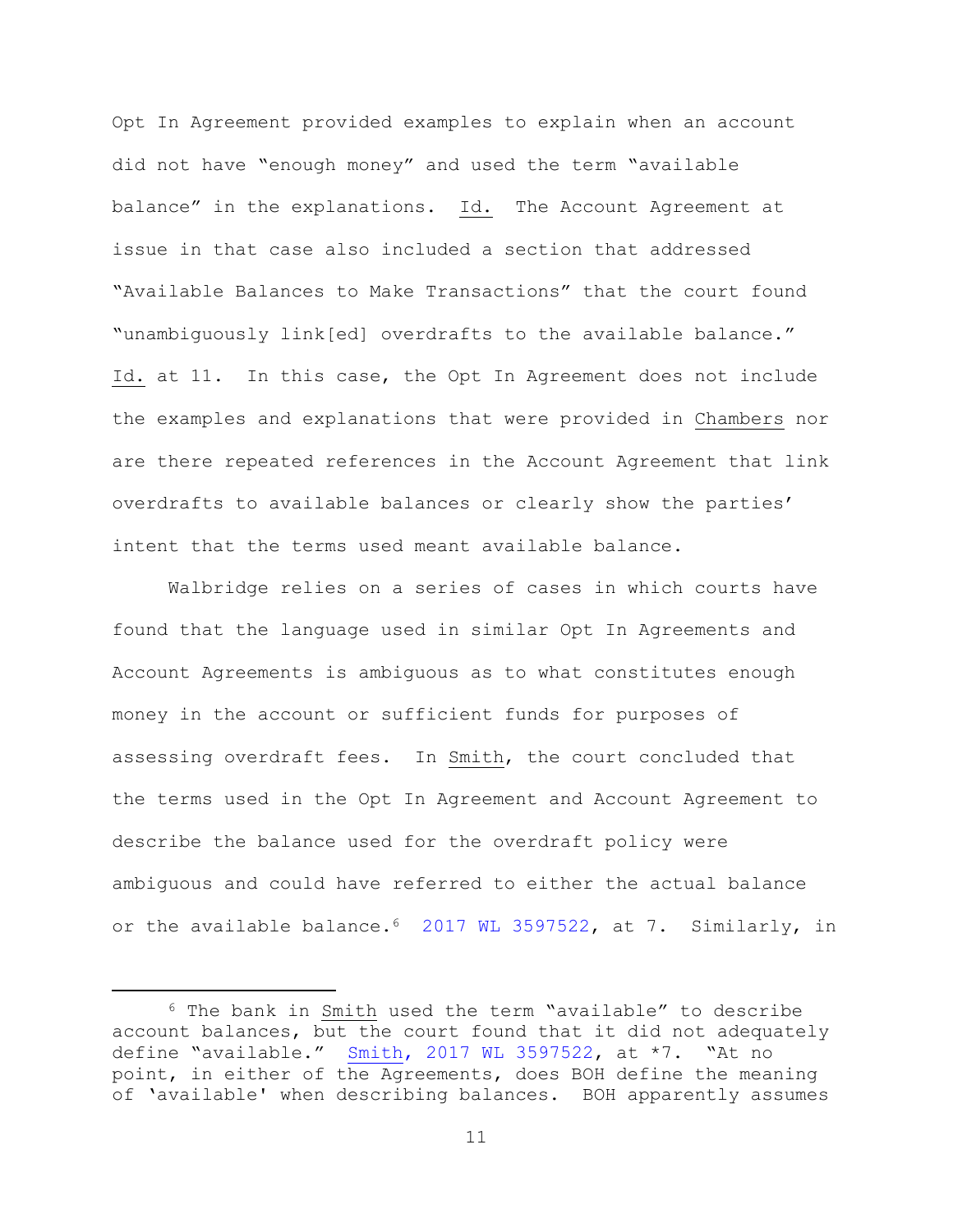Opt In Agreement provided examples to explain when an account did not have "enough money" and used the term "available balance" in the explanations. Id. The Account Agreement at issue in that case also included a section that addressed "Available Balances to Make Transactions" that the court found "unambiguously link[ed] overdrafts to the available balance." Id. at 11. In this case, the Opt In Agreement does not include the examples and explanations that were provided in Chambers nor are there repeated references in the Account Agreement that link overdrafts to available balances or clearly show the parties' intent that the terms used meant available balance.

Walbridge relies on a series of cases in which courts have found that the language used in similar Opt In Agreements and Account Agreements is ambiguous as to what constitutes enough money in the account or sufficient funds for purposes of assessing overdraft fees. In Smith, the court concluded that the terms used in the Opt In Agreement and Account Agreement to describe the balance used for the overdraft policy were ambiguous and could have referred to either the actual balance or the available balance.[6] 2017 WL 3597522, at 7. Similarly, in

---

[6] The bank in Smith used the term "available" to describe account balances, but the court found that it did not adequately define "available." Smith, 2017 WL 3597522, at *7. "At no point, in either of the Agreements, does BOH define the meaning of 'available' when describing balances. BOH apparently assumes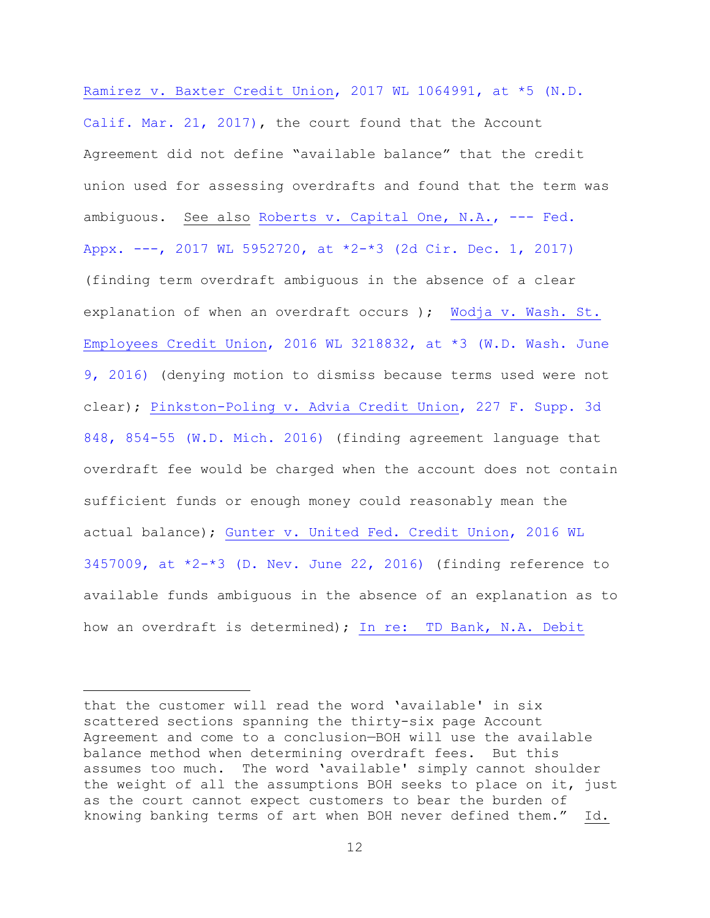Ramirez v. Baxter Credit Union, 2017 WL 1064991, at *5 (N.D. Calif. Mar. 21, 2017), the court found that the Account Agreement did not define "available balance" that the credit union used for assessing overdrafts and found that the term was ambiguous. See also Roberts v. Capital One, N.A., --- Fed. Appx. ---, 2017 WL 5952720, at *2-*3 (2d Cir. Dec. 1, 2017) (finding term overdraft ambiguous in the absence of a clear explanation of when an overdraft occurs ); Wodja v. Wash. St. Employees Credit Union, 2016 WL 3218832, at *3 (W.D. Wash. June 9, 2016) (denying motion to dismiss because terms used were not clear); Pinkston-Poling v. Advia Credit Union, 227 F. Supp. 3d 848, 854-55 (W.D. Mich. 2016) (finding agreement language that overdraft fee would be charged when the account does not contain sufficient funds or enough money could reasonably mean the actual balance); Gunter v. United Fed. Credit Union, 2016 WL 3457009, at *2-*3 (D. Nev. June 22, 2016) (finding reference to available funds ambiguous in the absence of an explanation as to how an overdraft is determined); In re: TD Bank, N.A. Debit

---

that the customer will read the word 'available' in six scattered sections spanning the thirty-six page Account Agreement and come to a conclusion—BOH will use the available balance method when determining overdraft fees. But this assumes too much. The word 'available' simply cannot shoulder the weight of all the assumptions BOH seeks to place on it, just as the court cannot expect customers to bear the burden of knowing banking terms of art when BOH never defined them." Id.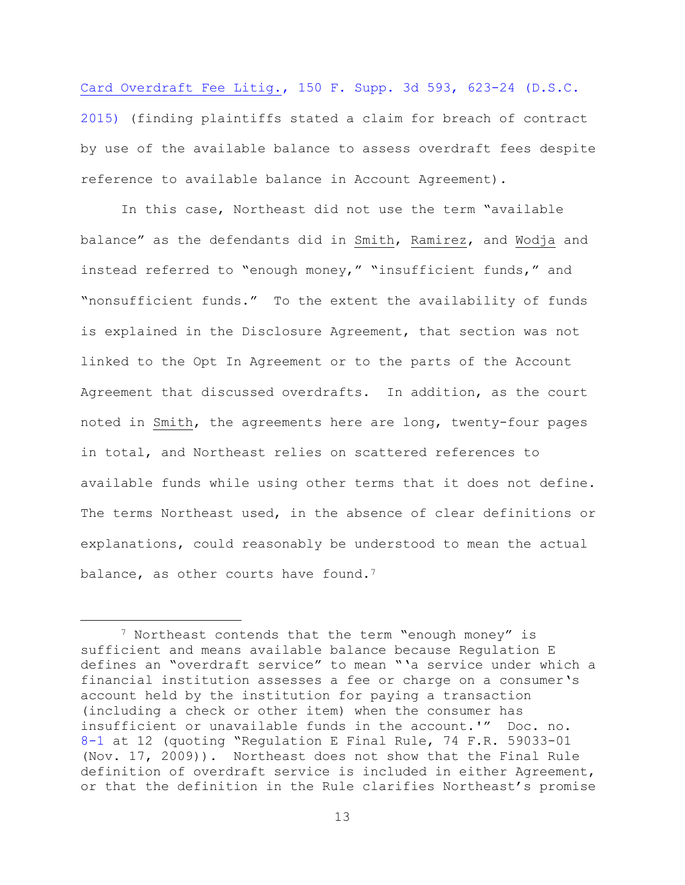Card Overdraft Fee Litig., 150 F. Supp. 3d 593, 623-24 (D.S.C. 2015) (finding plaintiffs stated a claim for breach of contract by use of the available balance to assess overdraft fees despite reference to available balance in Account Agreement).

In this case, Northeast did not use the term "available balance" as the defendants did in Smith, Ramirez, and Wodja and instead referred to "enough money," "insufficient funds," and "nonsufficient funds." To the extent the availability of funds is explained in the Disclosure Agreement, that section was not linked to the Opt In Agreement or to the parts of the Account Agreement that discussed overdrafts. In addition, as the court noted in Smith, the agreements here are long, twenty-four pages in total, and Northeast relies on scattered references to available funds while using other terms that it does not define. The terms Northeast used, in the absence of clear definitions or explanations, could reasonably be understood to mean the actual balance, as other courts have found.[7]

---

[7] Northeast contends that the term "enough money" is sufficient and means available balance because Regulation E defines an "overdraft service" to mean "'a service under which a financial institution assesses a fee or charge on a consumer's account held by the institution for paying a transaction (including a check or other item) when the consumer has insufficient or unavailable funds in the account.'" Doc. no. 8-1 at 12 (quoting "Regulation E Final Rule, 74 F.R. 59033-01 (Nov. 17, 2009)). Northeast does not show that the Final Rule definition of overdraft service is included in either Agreement, or that the definition in the Rule clarifies Northeast's promise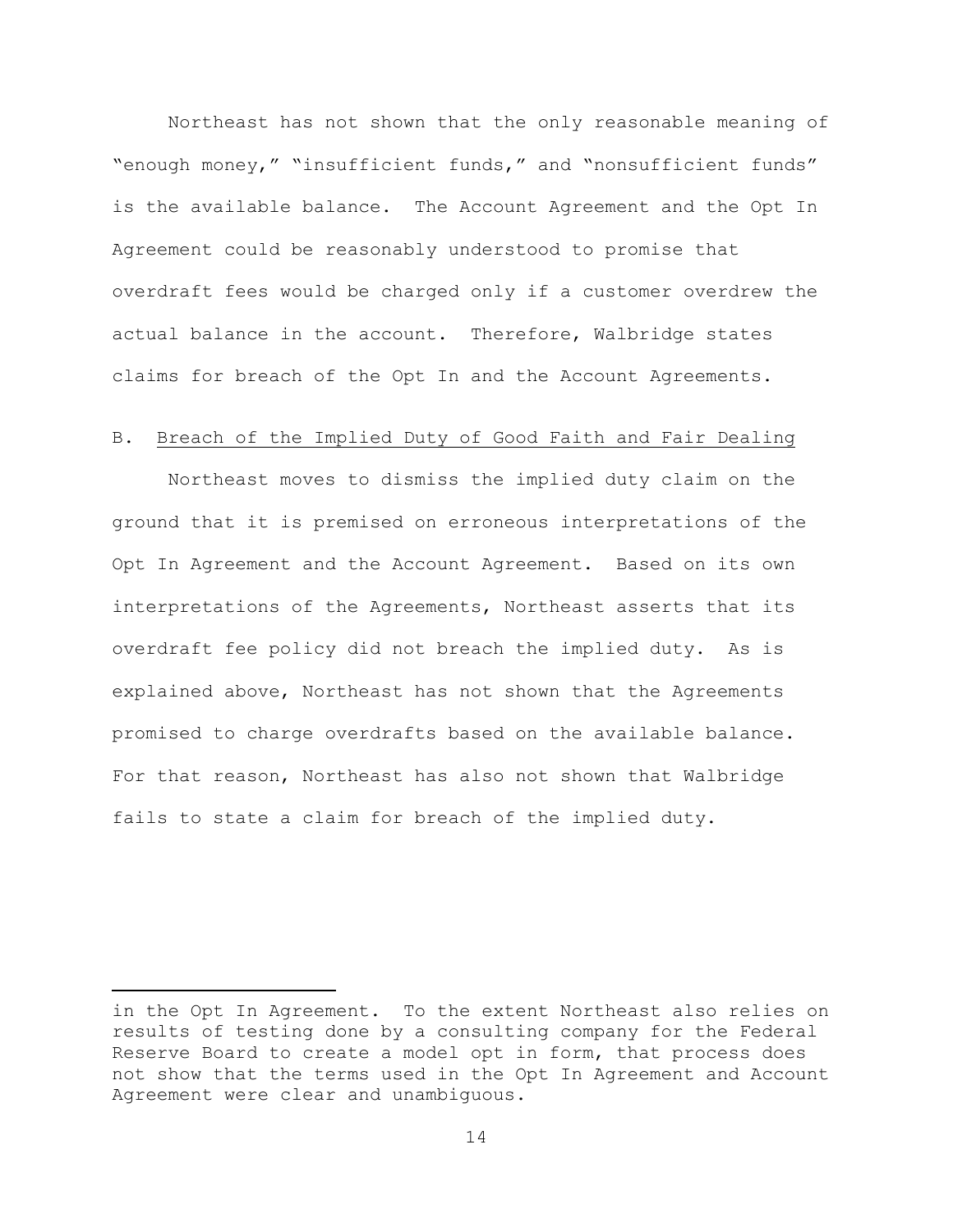Northeast has not shown that the only reasonable meaning of "enough money," "insufficient funds," and "nonsufficient funds" is the available balance. The Account Agreement and the Opt In Agreement could be reasonably understood to promise that overdraft fees would be charged only if a customer overdrew the actual balance in the account. Therefore, Walbridge states claims for breach of the Opt In and the Account Agreements.

## B. Breach of the Implied Duty of Good Faith and Fair Dealing

Northeast moves to dismiss the implied duty claim on the ground that it is premised on erroneous interpretations of the Opt In Agreement and the Account Agreement. Based on its own interpretations of the Agreements, Northeast asserts that its overdraft fee policy did not breach the implied duty. As is explained above, Northeast has not shown that the Agreements promised to charge overdrafts based on the available balance. For that reason, Northeast has also not shown that Walbridge fails to state a claim for breach of the implied duty.

---

in the Opt In Agreement. To the extent Northeast also relies on results of testing done by a consulting company for the Federal Reserve Board to create a model opt in form, that process does not show that the terms used in the Opt In Agreement and Account Agreement were clear and unambiguous.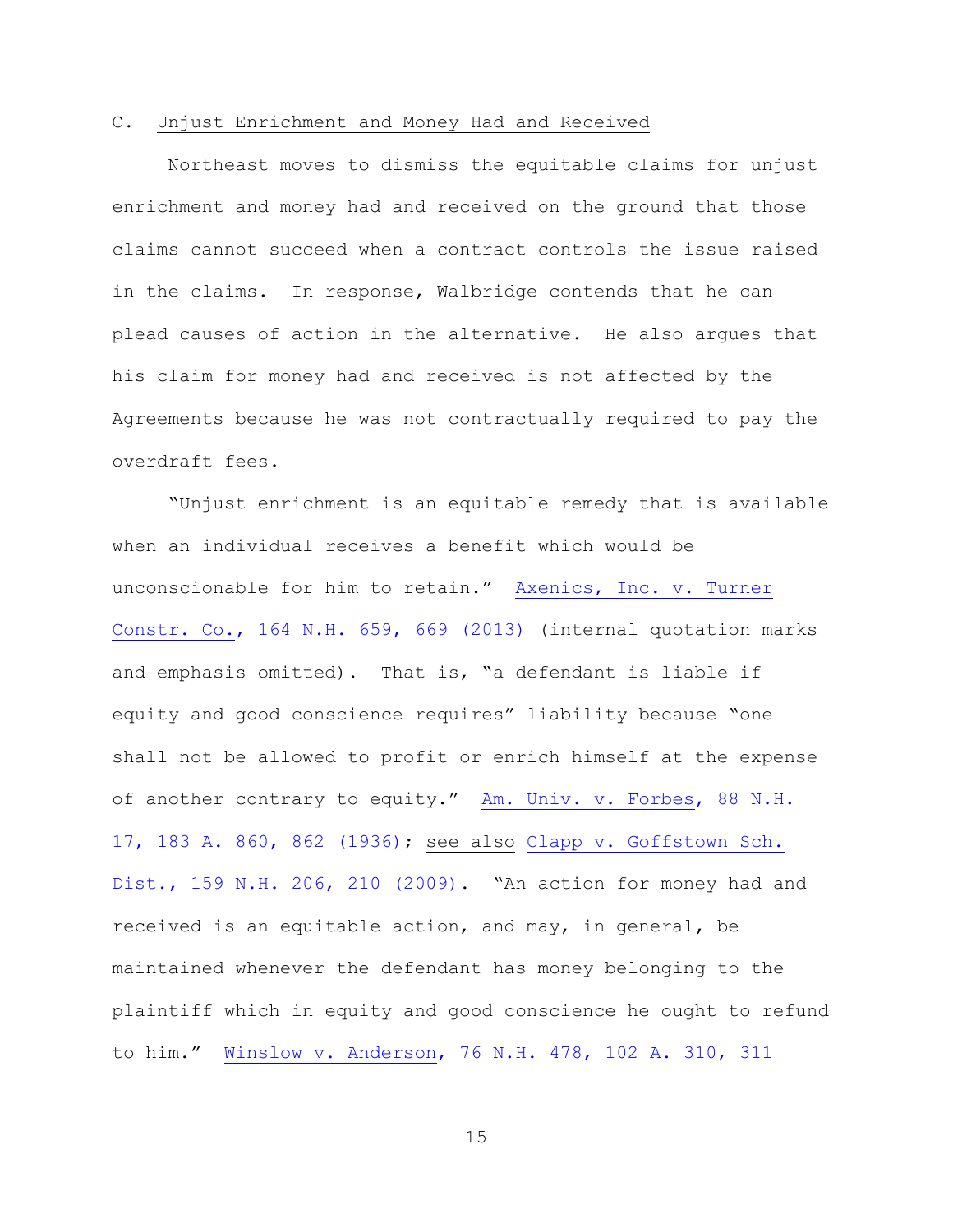C. Unjust Enrichment and Money Had and Received

Northeast moves to dismiss the equitable claims for unjust enrichment and money had and received on the ground that those claims cannot succeed when a contract controls the issue raised in the claims. In response, Walbridge contends that he can plead causes of action in the alternative. He also argues that his claim for money had and received is not affected by the Agreements because he was not contractually required to pay the overdraft fees.

"Unjust enrichment is an equitable remedy that is available when an individual receives a benefit which would be unconscionable for him to retain." Axenics, Inc. v. Turner Constr. Co., 164 N.H. 659, 669 (2013) (internal quotation marks and emphasis omitted). That is, "a defendant is liable if equity and good conscience requires" liability because "one shall not be allowed to profit or enrich himself at the expense of another contrary to equity." Am. Univ. v. Forbes, 88 N.H. 17, 183 A. 860, 862 (1936); see also Clapp v. Goffstown Sch. Dist., 159 N.H. 206, 210 (2009). "An action for money had and received is an equitable action, and may, in general, be maintained whenever the defendant has money belonging to the plaintiff which in equity and good conscience he ought to refund to him." Winslow v. Anderson, 76 N.H. 478, 102 A. 310, 311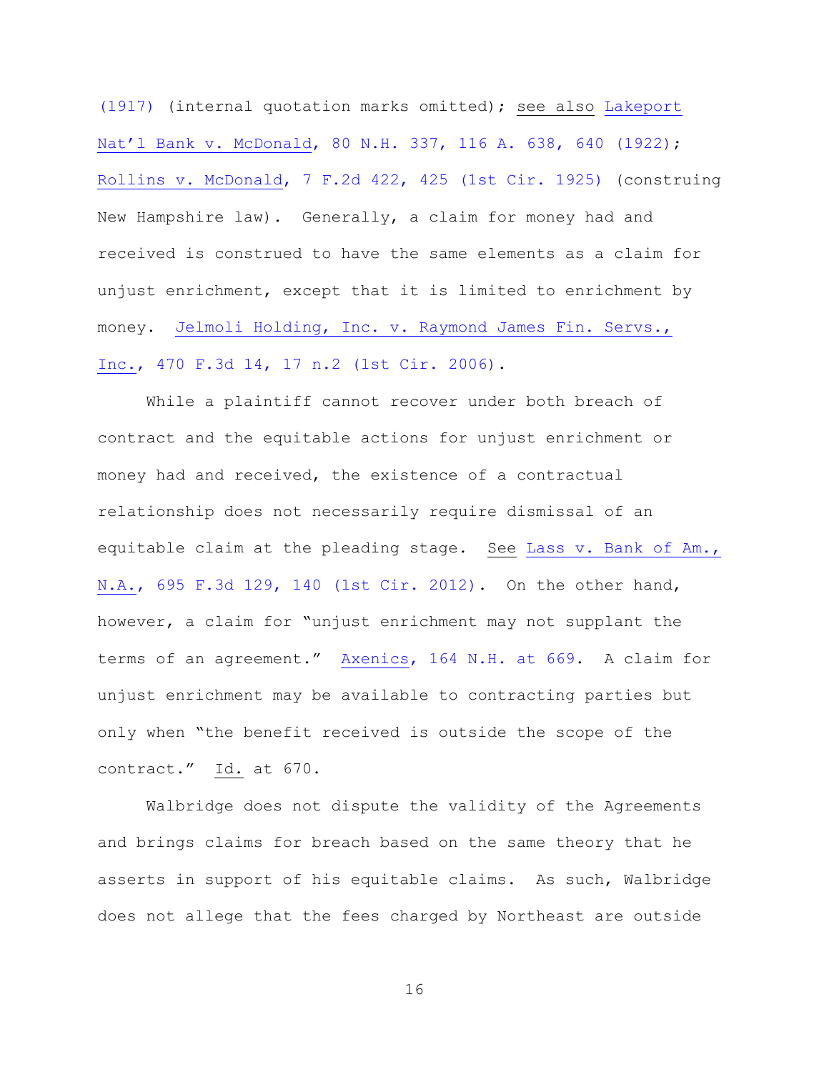(1917) (internal quotation marks omitted); see also Lakeport Nat'l Bank v. McDonald, 80 N.H. 337, 116 A. 638, 640 (1922); Rollins v. McDonald, 7 F.2d 422, 425 (1st Cir. 1925) (construing New Hampshire law). Generally, a claim for money had and received is construed to have the same elements as a claim for unjust enrichment, except that it is limited to enrichment by money. Jelmoli Holding, Inc. v. Raymond James Fin. Servs., Inc., 470 F.3d 14, 17 n.2 (1st Cir. 2006).

While a plaintiff cannot recover under both breach of contract and the equitable actions for unjust enrichment or money had and received, the existence of a contractual relationship does not necessarily require dismissal of an equitable claim at the pleading stage. See Lass v. Bank of Am., N.A., 695 F.3d 129, 140 (1st Cir. 2012). On the other hand, however, a claim for "unjust enrichment may not supplant the terms of an agreement." Axenics, 164 N.H. at 669. A claim for unjust enrichment may be available to contracting parties but only when "the benefit received is outside the scope of the contract." Id. at 670.

Walbridge does not dispute the validity of the Agreements and brings claims for breach based on the same theory that he asserts in support of his equitable claims. As such, Walbridge does not allege that the fees charged by Northeast are outside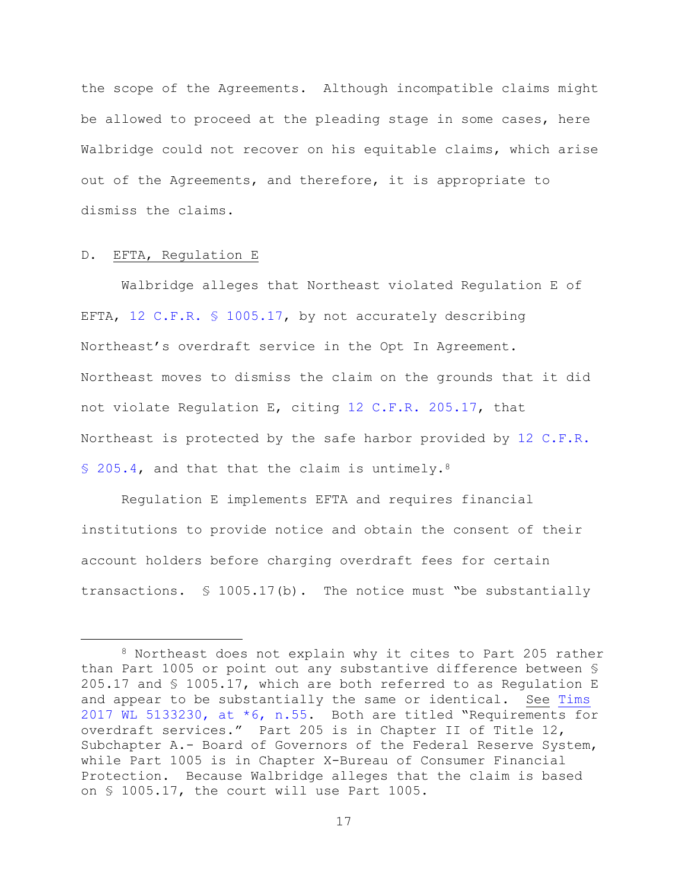the scope of the Agreements. Although incompatible claims might be allowed to proceed at the pleading stage in some cases, here Walbridge could not recover on his equitable claims, which arise out of the Agreements, and therefore, it is appropriate to dismiss the claims.

D. EFTA, Regulation E

Walbridge alleges that Northeast violated Regulation E of EFTA, 12 C.F.R. § 1005.17, by not accurately describing Northeast's overdraft service in the Opt In Agreement. Northeast moves to dismiss the claim on the grounds that it did not violate Regulation E, citing 12 C.F.R. 205.17, that Northeast is protected by the safe harbor provided by 12 C.F.R. § 205.4, and that that the claim is untimely.[8]

Regulation E implements EFTA and requires financial institutions to provide notice and obtain the consent of their account holders before charging overdraft fees for certain transactions. § 1005.17(b). The notice must "be substantially

[8] Northeast does not explain why it cites to Part 205 rather than Part 1005 or point out any substantive difference between § 205.17 and § 1005.17, which are both referred to as Regulation E and appear to be substantially the same or identical. See Tims 2017 WL 5133230, at *6, n.55. Both are titled "Requirements for overdraft services." Part 205 is in Chapter II of Title 12, Subchapter A.- Board of Governors of the Federal Reserve System, while Part 1005 is in Chapter X-Bureau of Consumer Financial Protection. Because Walbridge alleges that the claim is based on § 1005.17, the court will use Part 1005.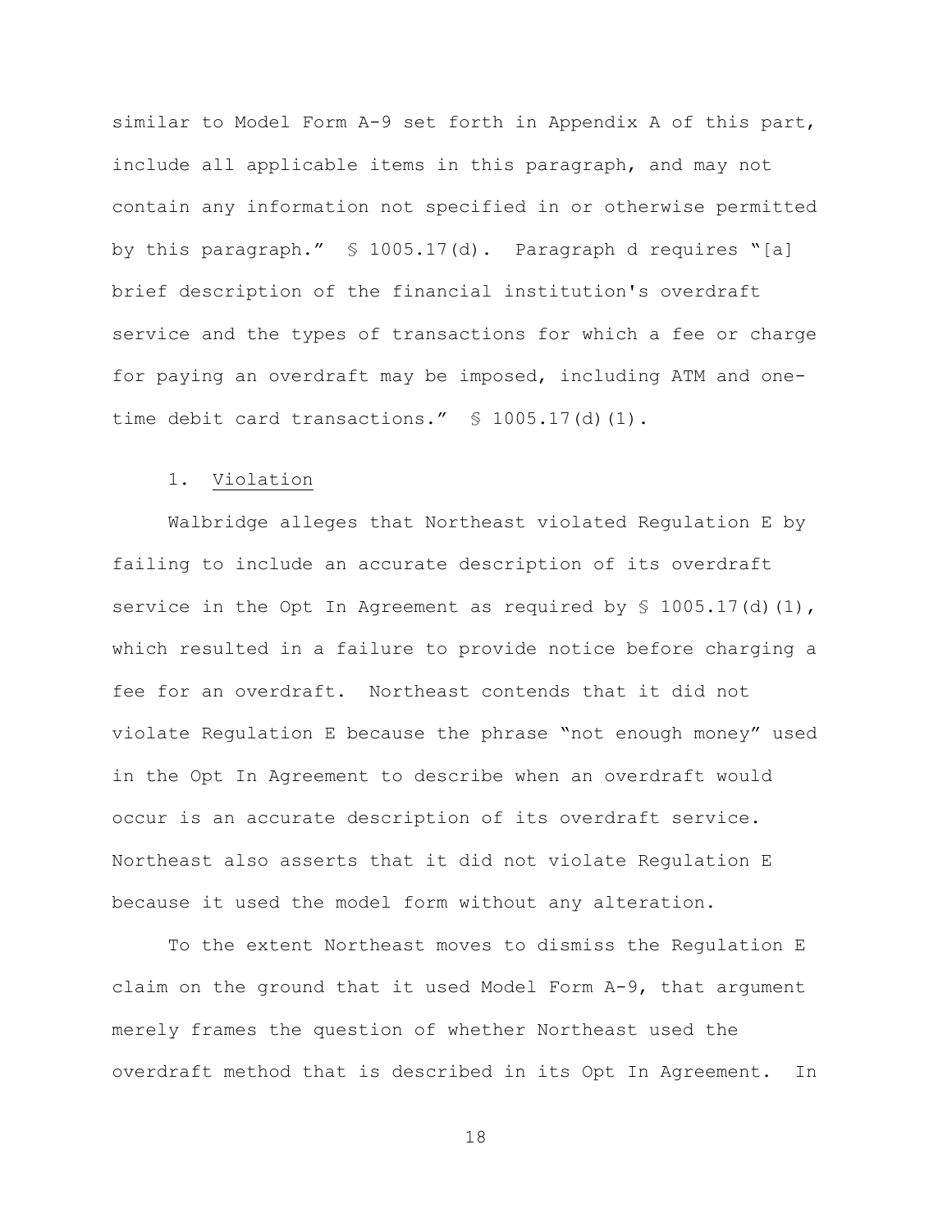similar to Model Form A-9 set forth in Appendix A of this part, include all applicable items in this paragraph, and may not contain any information not specified in or otherwise permitted by this paragraph." § 1005.17(d). Paragraph d requires "[a] brief description of the financial institution's overdraft service and the types of transactions for which a fee or charge for paying an overdraft may be imposed, including ATM and one-time debit card transactions." § 1005.17(d)(1).

1. Violation

Walbridge alleges that Northeast violated Regulation E by failing to include an accurate description of its overdraft service in the Opt In Agreement as required by § 1005.17(d)(1), which resulted in a failure to provide notice before charging a fee for an overdraft. Northeast contends that it did not violate Regulation E because the phrase "not enough money" used in the Opt In Agreement to describe when an overdraft would occur is an accurate description of its overdraft service. Northeast also asserts that it did not violate Regulation E because it used the model form without any alteration.

To the extent Northeast moves to dismiss the Regulation E claim on the ground that it used Model Form A-9, that argument merely frames the question of whether Northeast used the overdraft method that is described in its Opt In Agreement. In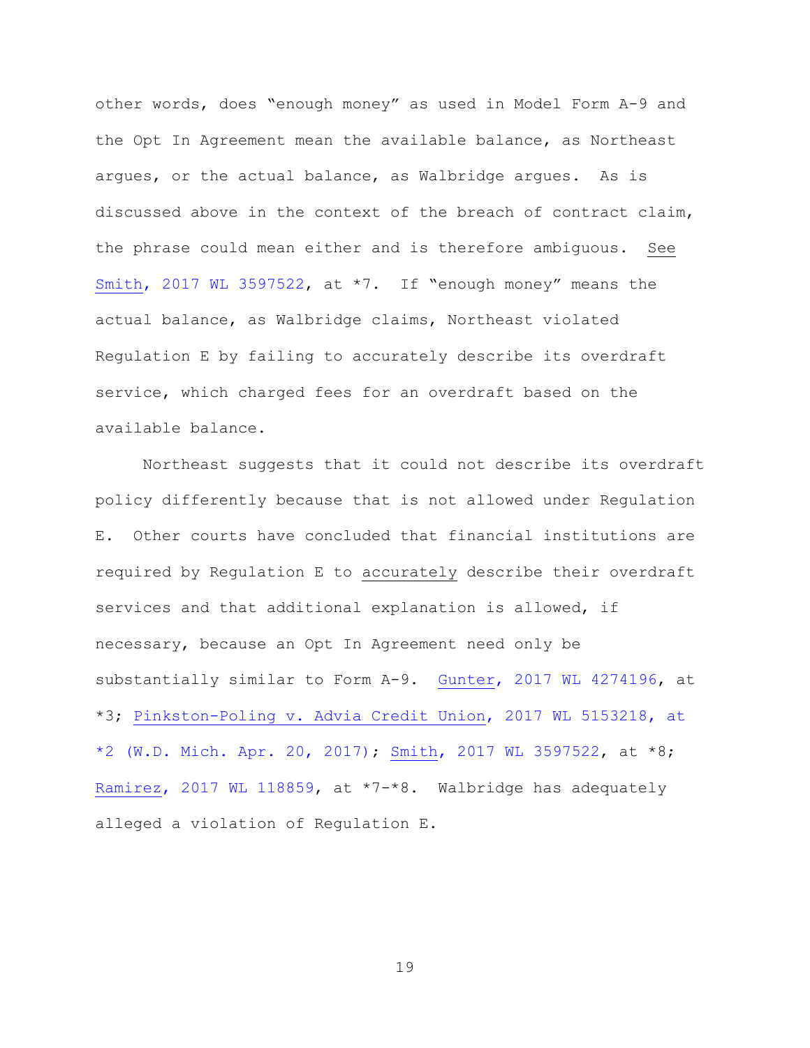other words, does "enough money" as used in Model Form A-9 and the Opt In Agreement mean the available balance, as Northeast argues, or the actual balance, as Walbridge argues. As is discussed above in the context of the breach of contract claim, the phrase could mean either and is therefore ambiguous. See Smith, 2017 WL 3597522, at *7. If "enough money" means the actual balance, as Walbridge claims, Northeast violated Regulation E by failing to accurately describe its overdraft service, which charged fees for an overdraft based on the available balance.

Northeast suggests that it could not describe its overdraft policy differently because that is not allowed under Regulation E. Other courts have concluded that financial institutions are required by Regulation E to accurately describe their overdraft services and that additional explanation is allowed, if necessary, because an Opt In Agreement need only be substantially similar to Form A-9. Gunter, 2017 WL 4274196, at *3; Pinkston-Poling v. Advia Credit Union, 2017 WL 5153218, at *2 (W.D. Mich. Apr. 20, 2017); Smith, 2017 WL 3597522, at *8; Ramirez, 2017 WL 118859, at *7-*8. Walbridge has adequately alleged a violation of Regulation E.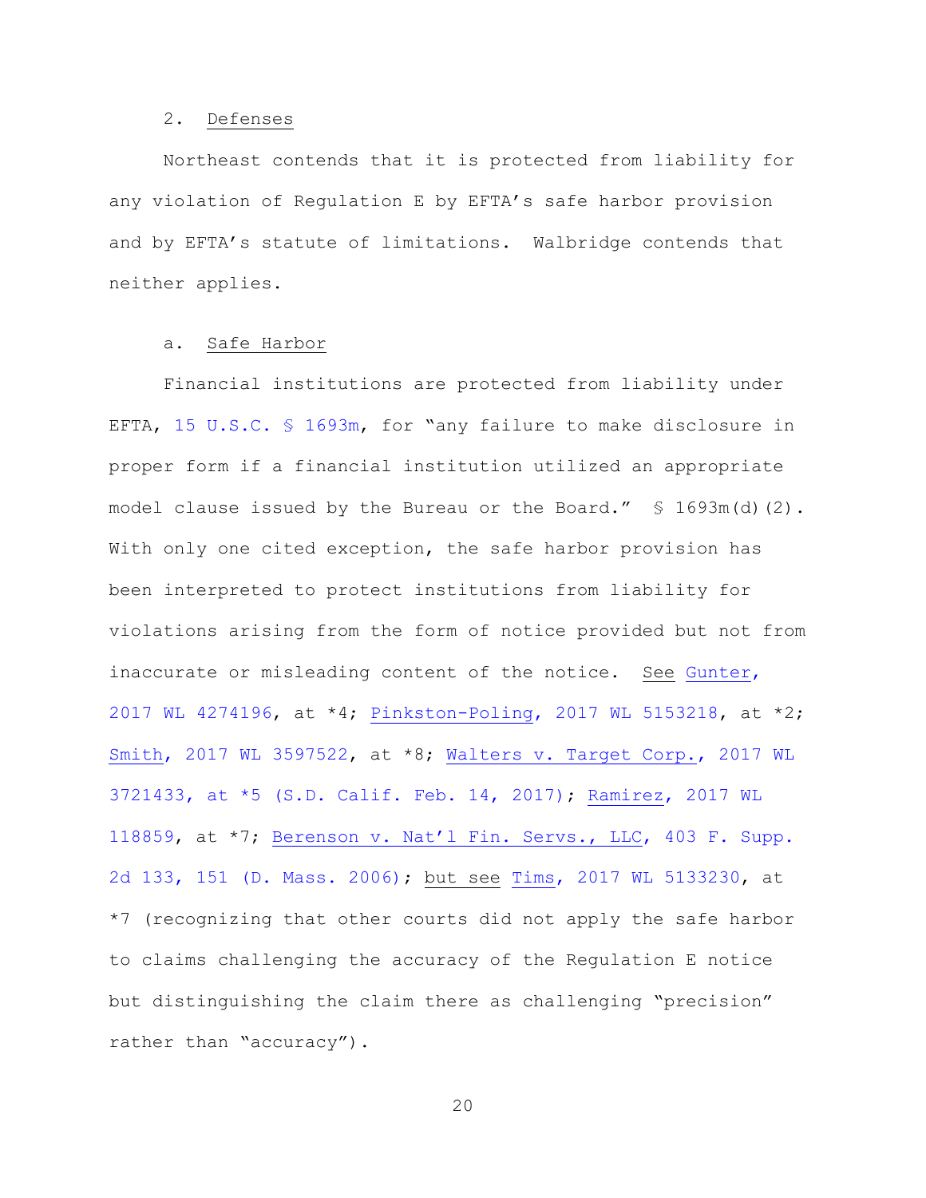2. Defenses

Northeast contends that it is protected from liability for any violation of Regulation E by EFTA's safe harbor provision and by EFTA's statute of limitations. Walbridge contends that neither applies.

a. Safe Harbor

Financial institutions are protected from liability under EFTA, 15 U.S.C. § 1693m, for "any failure to make disclosure in proper form if a financial institution utilized an appropriate model clause issued by the Bureau or the Board." § 1693m(d)(2). With only one cited exception, the safe harbor provision has been interpreted to protect institutions from liability for violations arising from the form of notice provided but not from inaccurate or misleading content of the notice. See Gunter, 2017 WL 4274196, at *4; Pinkston-Poling, 2017 WL 5153218, at *2; Smith, 2017 WL 3597522, at *8; Walters v. Target Corp., 2017 WL 3721433, at *5 (S.D. Calif. Feb. 14, 2017); Ramirez, 2017 WL 118859, at *7; Berenson v. Nat'l Fin. Servs., LLC, 403 F. Supp. 2d 133, 151 (D. Mass. 2006); but see Tims, 2017 WL 5133230, at *7 (recognizing that other courts did not apply the safe harbor to claims challenging the accuracy of the Regulation E notice but distinguishing the claim there as challenging "precision" rather than "accuracy").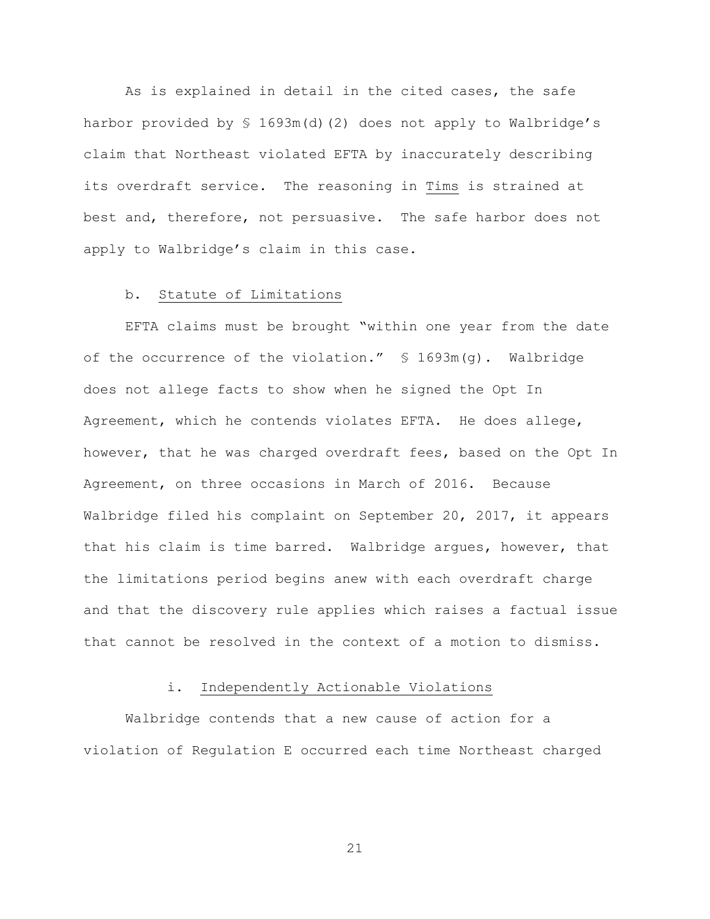As is explained in detail in the cited cases, the safe harbor provided by § 1693m(d)(2) does not apply to Walbridge's claim that Northeast violated EFTA by inaccurately describing its overdraft service. The reasoning in Tims is strained at best and, therefore, not persuasive. The safe harbor does not apply to Walbridge's claim in this case.

b. Statute of Limitations

EFTA claims must be brought "within one year from the date of the occurrence of the violation." § 1693m(g). Walbridge does not allege facts to show when he signed the Opt In Agreement, which he contends violates EFTA. He does allege, however, that he was charged overdraft fees, based on the Opt In Agreement, on three occasions in March of 2016. Because Walbridge filed his complaint on September 20, 2017, it appears that his claim is time barred. Walbridge argues, however, that the limitations period begins anew with each overdraft charge and that the discovery rule applies which raises a factual issue that cannot be resolved in the context of a motion to dismiss.

i. Independently Actionable Violations

Walbridge contends that a new cause of action for a violation of Regulation E occurred each time Northeast charged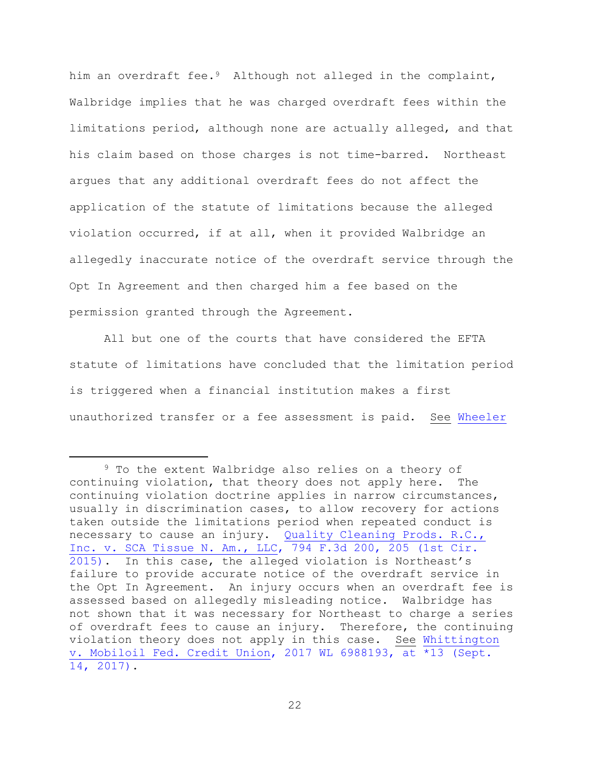him an overdraft fee.[9] Although not alleged in the complaint, Walbridge implies that he was charged overdraft fees within the limitations period, although none are actually alleged, and that his claim based on those charges is not time-barred. Northeast argues that any additional overdraft fees do not affect the application of the statute of limitations because the alleged violation occurred, if at all, when it provided Walbridge an allegedly inaccurate notice of the overdraft service through the Opt In Agreement and then charged him a fee based on the permission granted through the Agreement.

All but one of the courts that have considered the EFTA statute of limitations have concluded that the limitation period is triggered when a financial institution makes a first unauthorized transfer or a fee assessment is paid. See Wheeler

---

[9] To the extent Walbridge also relies on a theory of continuing violation, that theory does not apply here. The continuing violation doctrine applies in narrow circumstances, usually in discrimination cases, to allow recovery for actions taken outside the limitations period when repeated conduct is necessary to cause an injury. Quality Cleaning Prods. R.C., Inc. v. SCA Tissue N. Am., LLC, 794 F.3d 200, 205 (1st Cir. 2015). In this case, the alleged violation is Northeast's failure to provide accurate notice of the overdraft service in the Opt In Agreement. An injury occurs when an overdraft fee is assessed based on allegedly misleading notice. Walbridge has not shown that it was necessary for Northeast to charge a series of overdraft fees to cause an injury. Therefore, the continuing violation theory does not apply in this case. See Whittington v. Mobiloil Fed. Credit Union, 2017 WL 6988193, at *13 (Sept. 14, 2017).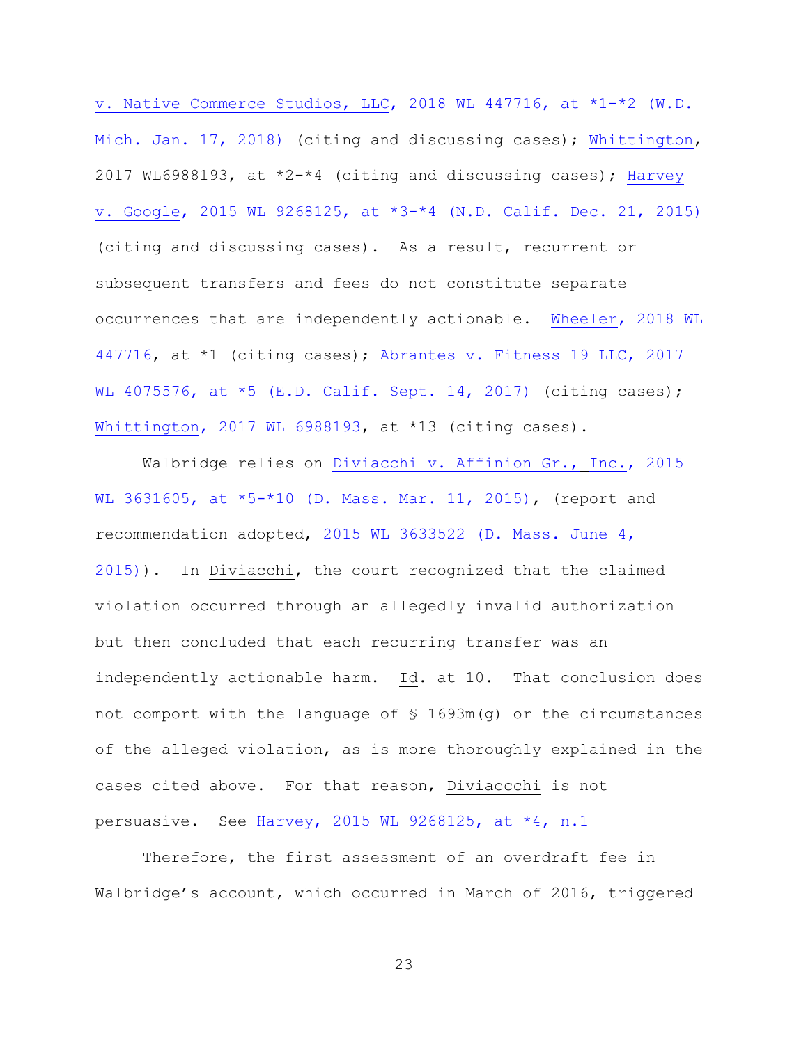v. Native Commerce Studios, LLC, 2018 WL 447716, at *1-*2 (W.D. Mich. Jan. 17, 2018) (citing and discussing cases); Whittington, 2017 WL6988193, at *2-*4 (citing and discussing cases); Harvey v. Google, 2015 WL 9268125, at *3-*4 (N.D. Calif. Dec. 21, 2015) (citing and discussing cases). As a result, recurrent or subsequent transfers and fees do not constitute separate occurrences that are independently actionable. Wheeler, 2018 WL 447716, at *1 (citing cases); Abrantes v. Fitness 19 LLC, 2017 WL 4075576, at *5 (E.D. Calif. Sept. 14, 2017) (citing cases); Whittington, 2017 WL 6988193, at *13 (citing cases).

Walbridge relies on Diviacchi v. Affinion Gr., Inc., 2015 WL 3631605, at *5-*10 (D. Mass. Mar. 11, 2015), (report and recommendation adopted, 2015 WL 3633522 (D. Mass. June 4, 2015)). In Diviacchi, the court recognized that the claimed violation occurred through an allegedly invalid authorization but then concluded that each recurring transfer was an independently actionable harm. Id. at 10. That conclusion does not comport with the language of § 1693m(g) or the circumstances of the alleged violation, as is more thoroughly explained in the cases cited above. For that reason, Diviaccchi is not persuasive. See Harvey, 2015 WL 9268125, at *4, n.1

Therefore, the first assessment of an overdraft fee in Walbridge's account, which occurred in March of 2016, triggered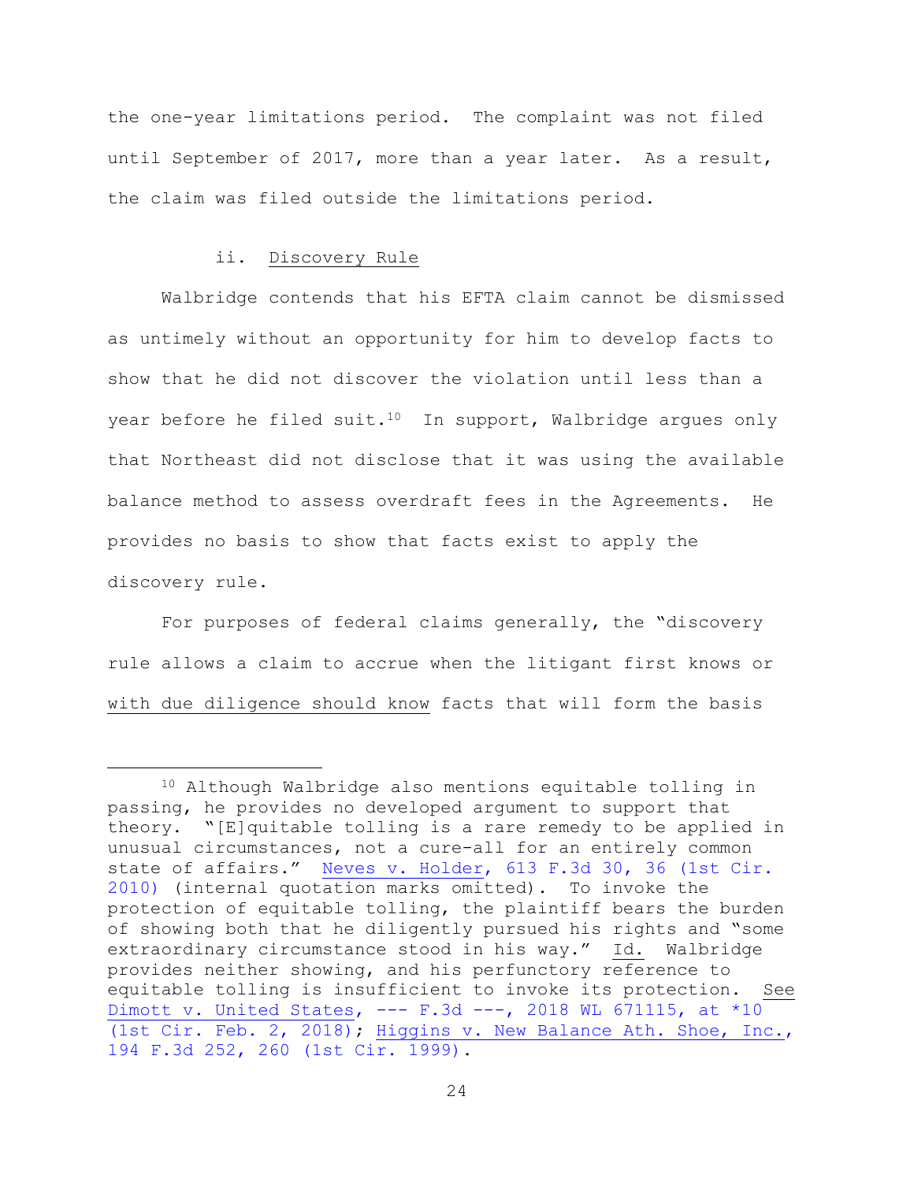the one-year limitations period. The complaint was not filed until September of 2017, more than a year later. As a result, the claim was filed outside the limitations period.

ii. Discovery Rule

Walbridge contends that his EFTA claim cannot be dismissed as untimely without an opportunity for him to develop facts to show that he did not discover the violation until less than a year before he filed suit.[10] In support, Walbridge argues only that Northeast did not disclose that it was using the available balance method to assess overdraft fees in the Agreements. He provides no basis to show that facts exist to apply the discovery rule.

For purposes of federal claims generally, the "discovery rule allows a claim to accrue when the litigant first knows or with due diligence should know facts that will form the basis

---

[10] Although Walbridge also mentions equitable tolling in passing, he provides no developed argument to support that theory. "[E]quitable tolling is a rare remedy to be applied in unusual circumstances, not a cure-all for an entirely common state of affairs." Neves v. Holder, 613 F.3d 30, 36 (1st Cir. 2010) (internal quotation marks omitted). To invoke the protection of equitable tolling, the plaintiff bears the burden of showing both that he diligently pursued his rights and "some extraordinary circumstance stood in his way." Id. Walbridge provides neither showing, and his perfunctory reference to equitable tolling is insufficient to invoke its protection. See Dimott v. United States, --- F.3d ---, 2018 WL 671115, at *10 (1st Cir. Feb. 2, 2018); Higgins v. New Balance Ath. Shoe, Inc., 194 F.3d 252, 260 (1st Cir. 1999).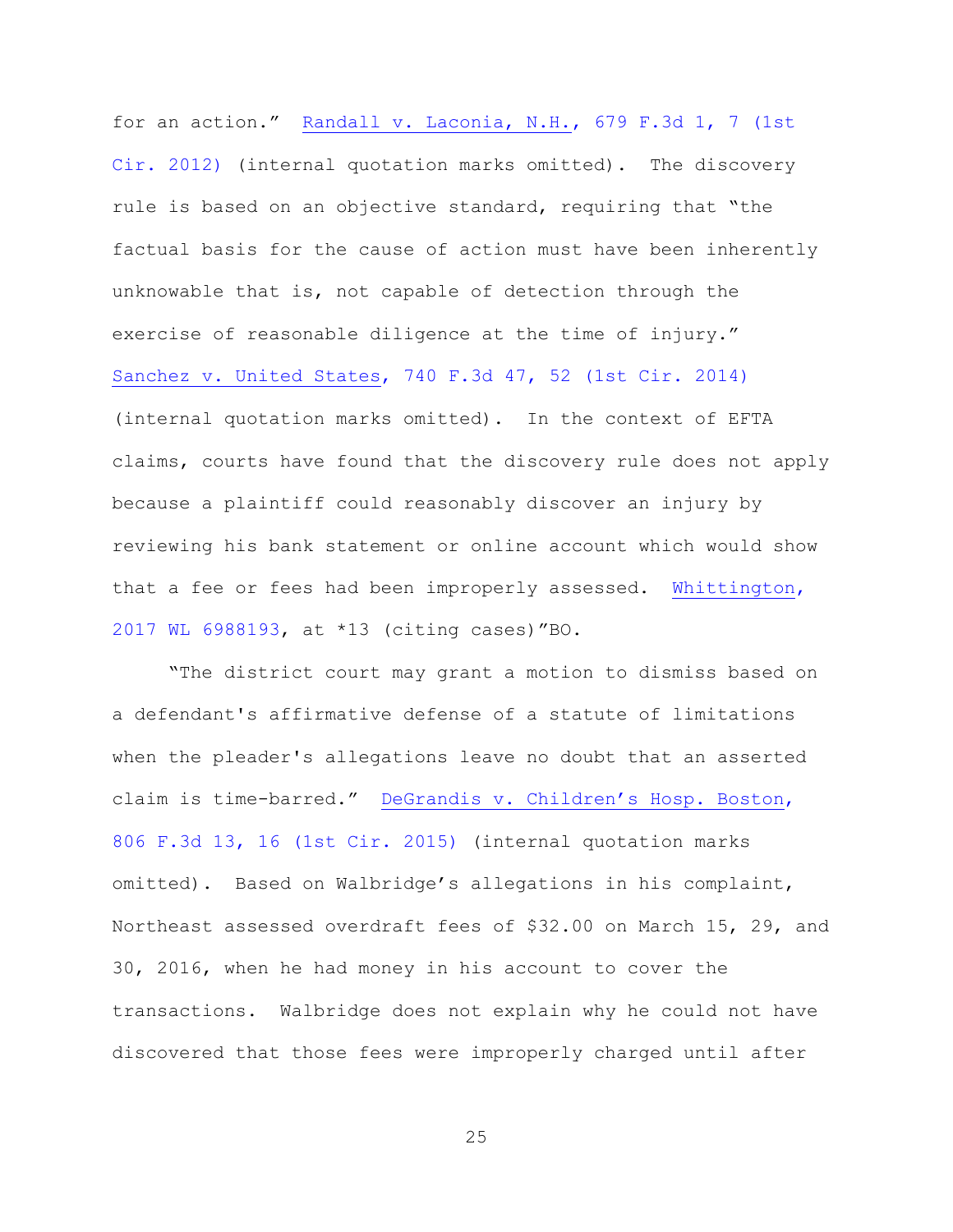for an action." Randall v. Laconia, N.H., 679 F.3d 1, 7 (1st Cir. 2012) (internal quotation marks omitted). The discovery rule is based on an objective standard, requiring that "the factual basis for the cause of action must have been inherently unknowable that is, not capable of detection through the exercise of reasonable diligence at the time of injury." Sanchez v. United States, 740 F.3d 47, 52 (1st Cir. 2014) (internal quotation marks omitted). In the context of EFTA claims, courts have found that the discovery rule does not apply because a plaintiff could reasonably discover an injury by reviewing his bank statement or online account which would show that a fee or fees had been improperly assessed. Whittington, 2017 WL 6988193, at *13 (citing cases)"BO.

"The district court may grant a motion to dismiss based on a defendant's affirmative defense of a statute of limitations when the pleader's allegations leave no doubt that an asserted claim is time-barred." DeGrandis v. Children's Hosp. Boston, 806 F.3d 13, 16 (1st Cir. 2015) (internal quotation marks omitted). Based on Walbridge's allegations in his complaint, Northeast assessed overdraft fees of $32.00 on March 15, 29, and 30, 2016, when he had money in his account to cover the transactions. Walbridge does not explain why he could not have discovered that those fees were improperly charged until after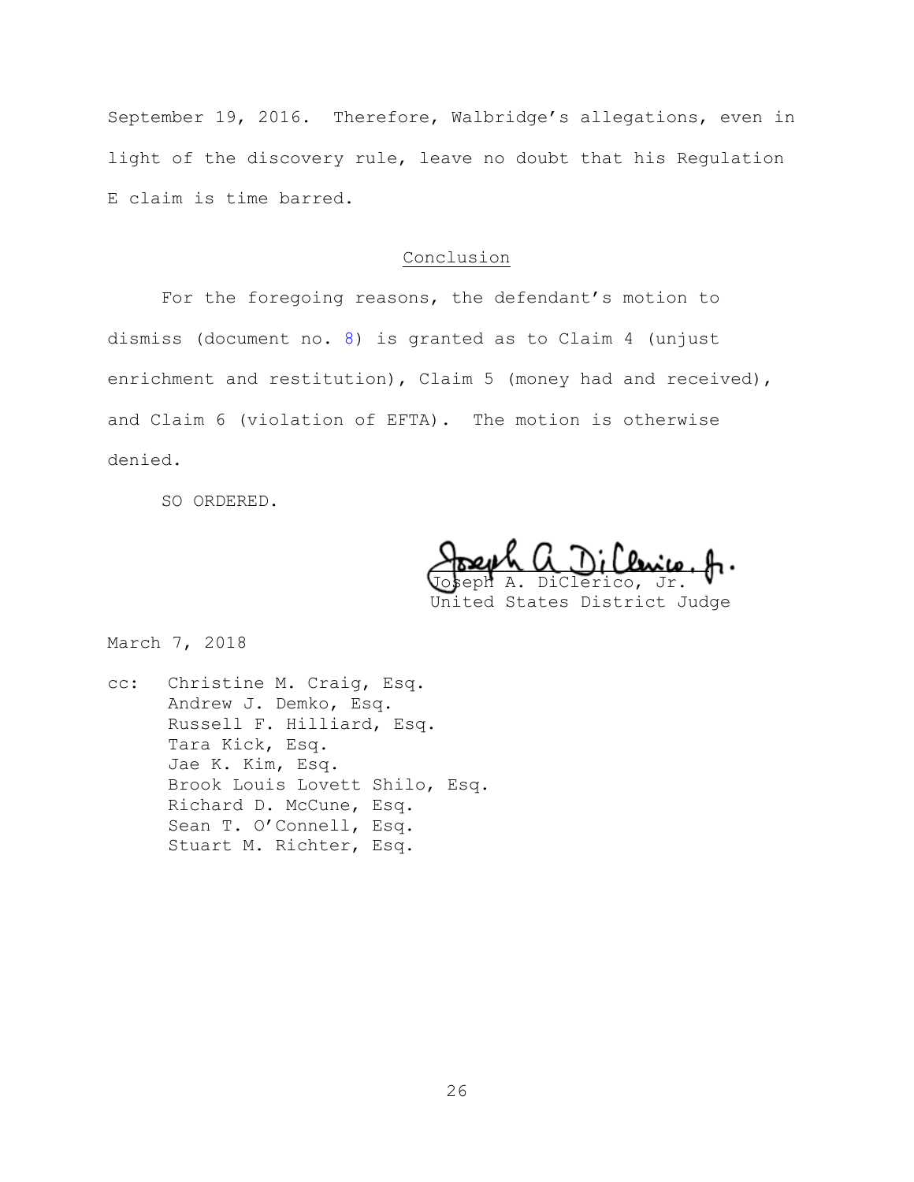September 19, 2016. Therefore, Walbridge's allegations, even in light of the discovery rule, leave no doubt that his Regulation E claim is time barred.

## Conclusion

For the foregoing reasons, the defendant's motion to dismiss (document no. 8) is granted as to Claim 4 (unjust enrichment and restitution), Claim 5 (money had and received), and Claim 6 (violation of EFTA). The motion is otherwise denied.

SO ORDERED.

Joseph A. DiClerico, Jr.
United States District Judge

March 7, 2018

cc: Christine M. Craig, Esq.
Andrew J. Demko, Esq.
Russell F. Hilliard, Esq.
Tara Kick, Esq.
Jae K. Kim, Esq.
Brook Louis Lovett Shilo, Esq.
Richard D. McCune, Esq.
Sean T. O'Connell, Esq.
Stuart M. Richter, Esq.